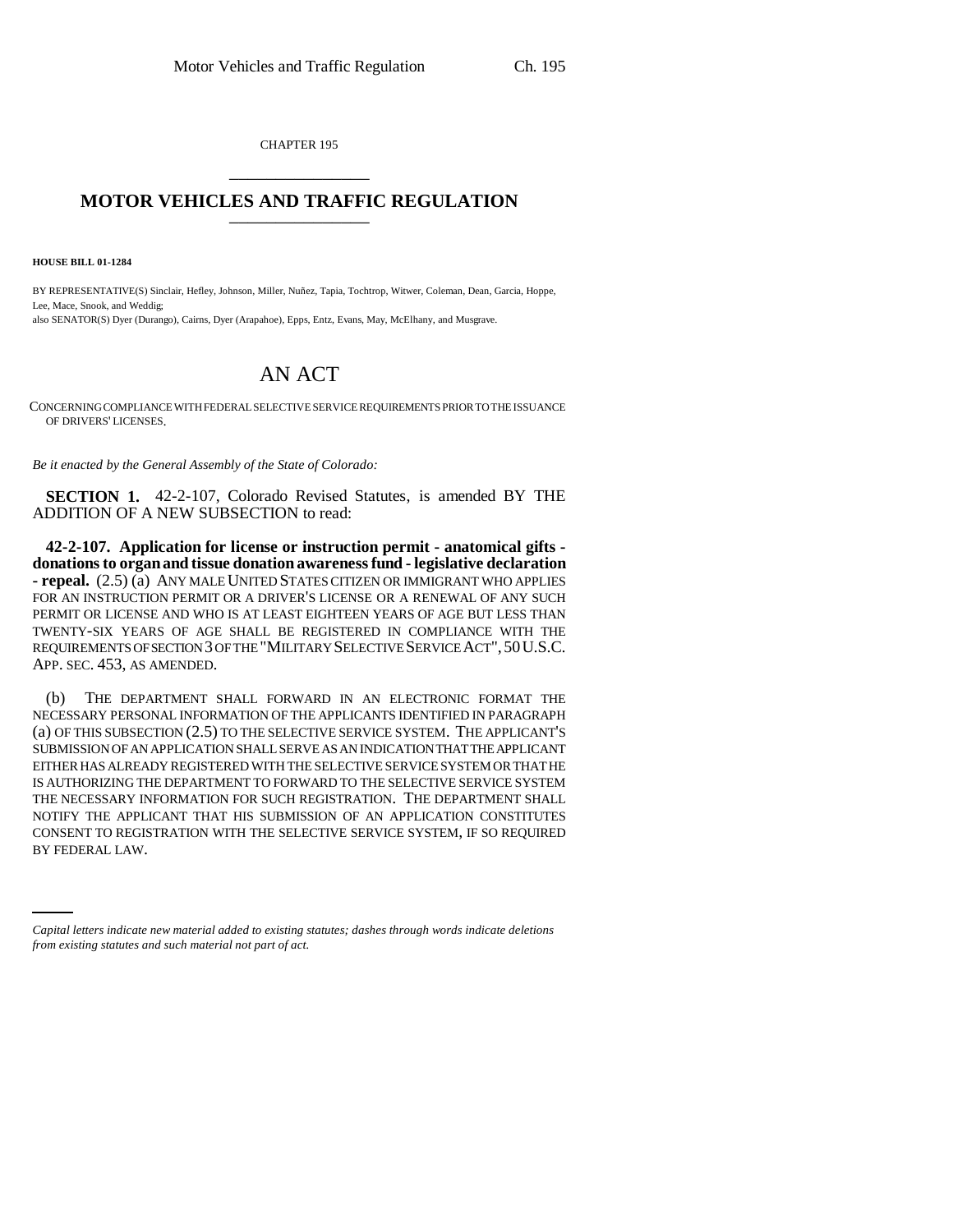CHAPTER 195

# MOTOR VEHICLES AND TRAFFIC REGULATION

**HOUSE BILL 01-1284**

BY REPRESENTATIVE(S) Sinclair, Hefley, Johnson, Miller, Nuñez, Tapia, Tochtrop, Witwer, Coleman, Dean, Garcia, Hoppe, Lee, Mace, Snook, and Weddig;
also SENATOR(S) Dyer (Durango), Cairns, Dyer (Arapahoe), Epps, Entz, Evans, May, McElhany, and Musgrave.

# AN ACT

CONCERNING COMPLIANCE WITH FEDERAL SELECTIVE SERVICE REQUIREMENTS PRIOR TO THE ISSUANCE OF DRIVERS' LICENSES.

*Be it enacted by the General Assembly of the State of Colorado:*

**SECTION 1.** 42-2-107, Colorado Revised Statutes, is amended BY THE ADDITION OF A NEW SUBSECTION to read:

**42-2-107. Application for license or instruction permit - anatomical gifts - donations to organ and tissue donation awareness fund - legislative declaration - repeal.** (2.5) (a) ANY MALE UNITED STATES CITIZEN OR IMMIGRANT WHO APPLIES FOR AN INSTRUCTION PERMIT OR A DRIVER'S LICENSE OR A RENEWAL OF ANY SUCH PERMIT OR LICENSE AND WHO IS AT LEAST EIGHTEEN YEARS OF AGE BUT LESS THAN TWENTY-SIX YEARS OF AGE SHALL BE REGISTERED IN COMPLIANCE WITH THE REQUIREMENTS OF SECTION 3 OF THE "MILITARY SELECTIVE SERVICE ACT", 50 U.S.C. APP. SEC. 453, AS AMENDED.

(b) THE DEPARTMENT SHALL FORWARD IN AN ELECTRONIC FORMAT THE NECESSARY PERSONAL INFORMATION OF THE APPLICANTS IDENTIFIED IN PARAGRAPH (a) OF THIS SUBSECTION (2.5) TO THE SELECTIVE SERVICE SYSTEM. THE APPLICANT'S SUBMISSION OF AN APPLICATION SHALL SERVE AS AN INDICATION THAT THE APPLICANT EITHER HAS ALREADY REGISTERED WITH THE SELECTIVE SERVICE SYSTEM OR THAT HE IS AUTHORIZING THE DEPARTMENT TO FORWARD TO THE SELECTIVE SERVICE SYSTEM THE NECESSARY INFORMATION FOR SUCH REGISTRATION. THE DEPARTMENT SHALL NOTIFY THE APPLICANT THAT HIS SUBMISSION OF AN APPLICATION CONSTITUTES CONSENT TO REGISTRATION WITH THE SELECTIVE SERVICE SYSTEM, IF SO REQUIRED BY FEDERAL LAW.

*Capital letters indicate new material added to existing statutes; dashes through words indicate deletions from existing statutes and such material not part of act.*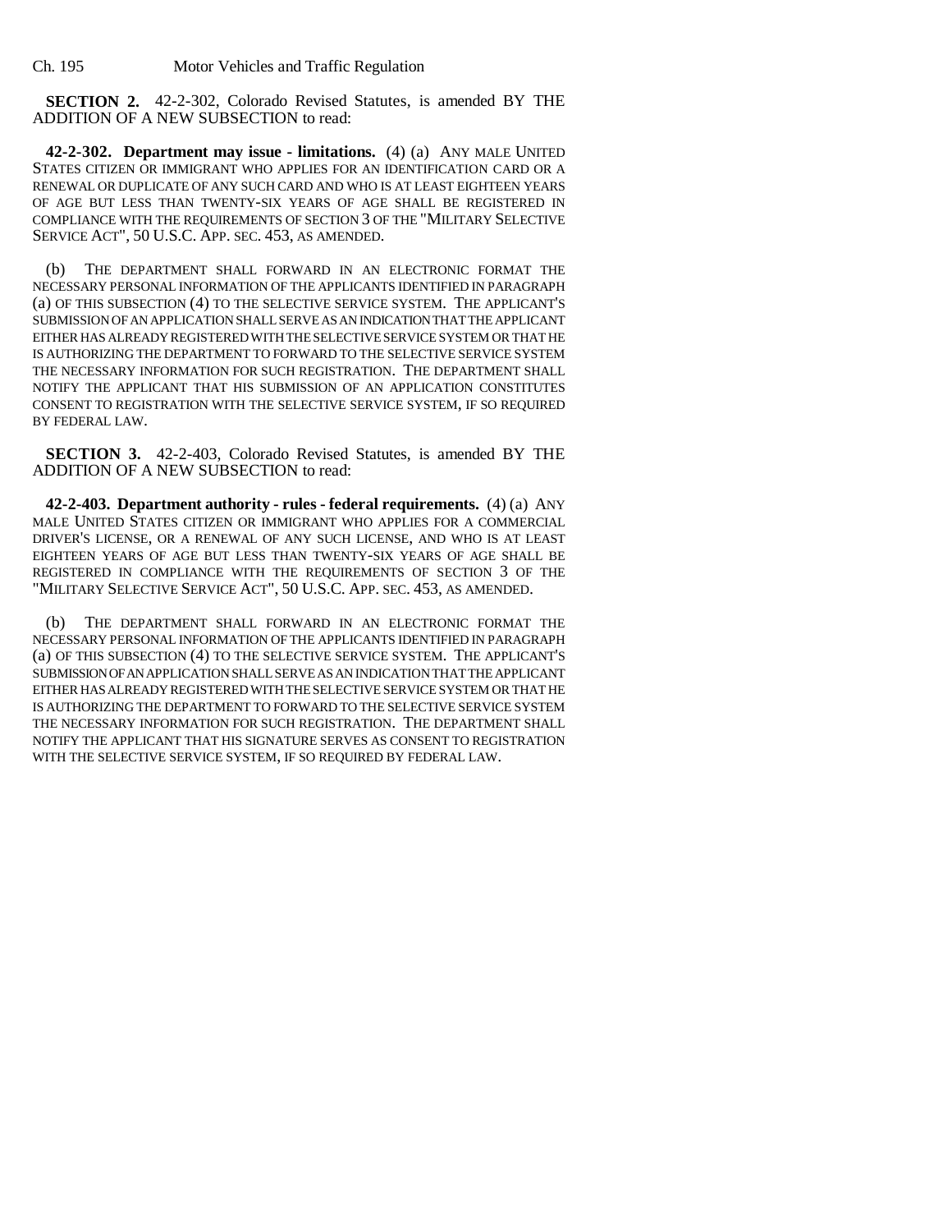**SECTION 2.** 42-2-302, Colorado Revised Statutes, is amended BY THE ADDITION OF A NEW SUBSECTION to read:

**42-2-302. Department may issue - limitations.** (4) (a) ANY MALE UNITED STATES CITIZEN OR IMMIGRANT WHO APPLIES FOR AN IDENTIFICATION CARD OR A RENEWAL OR DUPLICATE OF ANY SUCH CARD AND WHO IS AT LEAST EIGHTEEN YEARS OF AGE BUT LESS THAN TWENTY-SIX YEARS OF AGE SHALL BE REGISTERED IN COMPLIANCE WITH THE REQUIREMENTS OF SECTION 3 OF THE "MILITARY SELECTIVE SERVICE ACT", 50 U.S.C. APP. SEC. 453, AS AMENDED.

(b) THE DEPARTMENT SHALL FORWARD IN AN ELECTRONIC FORMAT THE NECESSARY PERSONAL INFORMATION OF THE APPLICANTS IDENTIFIED IN PARAGRAPH (a) OF THIS SUBSECTION (4) TO THE SELECTIVE SERVICE SYSTEM. THE APPLICANT'S SUBMISSION OF AN APPLICATION SHALL SERVE AS AN INDICATION THAT THE APPLICANT EITHER HAS ALREADY REGISTERED WITH THE SELECTIVE SERVICE SYSTEM OR THAT HE IS AUTHORIZING THE DEPARTMENT TO FORWARD TO THE SELECTIVE SERVICE SYSTEM THE NECESSARY INFORMATION FOR SUCH REGISTRATION. THE DEPARTMENT SHALL NOTIFY THE APPLICANT THAT HIS SUBMISSION OF AN APPLICATION CONSTITUTES CONSENT TO REGISTRATION WITH THE SELECTIVE SERVICE SYSTEM, IF SO REQUIRED BY FEDERAL LAW.

**SECTION 3.** 42-2-403, Colorado Revised Statutes, is amended BY THE ADDITION OF A NEW SUBSECTION to read:

**42-2-403. Department authority - rules - federal requirements.** (4) (a) ANY MALE UNITED STATES CITIZEN OR IMMIGRANT WHO APPLIES FOR A COMMERCIAL DRIVER'S LICENSE, OR A RENEWAL OF ANY SUCH LICENSE, AND WHO IS AT LEAST EIGHTEEN YEARS OF AGE BUT LESS THAN TWENTY-SIX YEARS OF AGE SHALL BE REGISTERED IN COMPLIANCE WITH THE REQUIREMENTS OF SECTION 3 OF THE "MILITARY SELECTIVE SERVICE ACT", 50 U.S.C. APP. SEC. 453, AS AMENDED.

(b) THE DEPARTMENT SHALL FORWARD IN AN ELECTRONIC FORMAT THE NECESSARY PERSONAL INFORMATION OF THE APPLICANTS IDENTIFIED IN PARAGRAPH (a) OF THIS SUBSECTION (4) TO THE SELECTIVE SERVICE SYSTEM. THE APPLICANT'S SUBMISSION OF AN APPLICATION SHALL SERVE AS AN INDICATION THAT THE APPLICANT EITHER HAS ALREADY REGISTERED WITH THE SELECTIVE SERVICE SYSTEM OR THAT HE IS AUTHORIZING THE DEPARTMENT TO FORWARD TO THE SELECTIVE SERVICE SYSTEM THE NECESSARY INFORMATION FOR SUCH REGISTRATION. THE DEPARTMENT SHALL NOTIFY THE APPLICANT THAT HIS SIGNATURE SERVES AS CONSENT TO REGISTRATION WITH THE SELECTIVE SERVICE SYSTEM, IF SO REQUIRED BY FEDERAL LAW.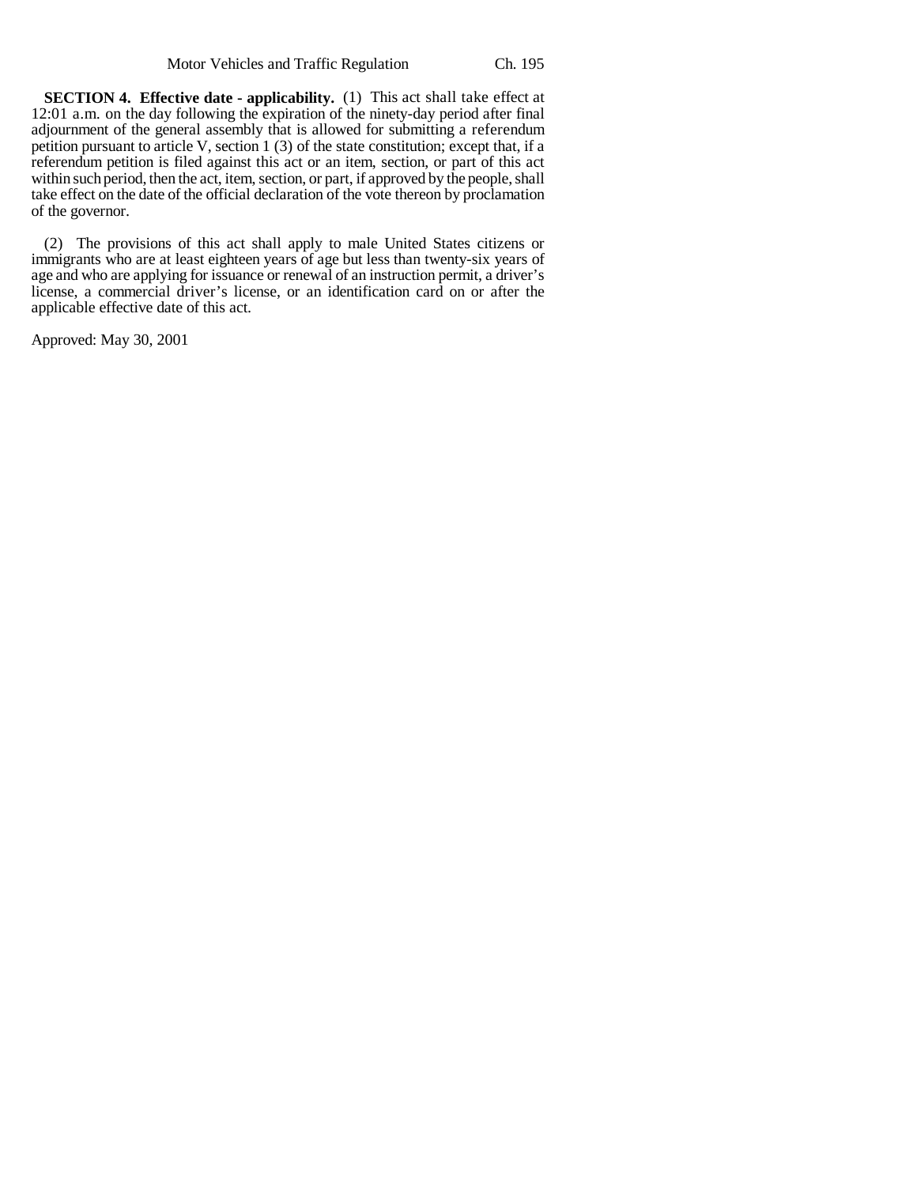**SECTION 4. Effective date - applicability.** (1) This act shall take effect at 12:01 a.m. on the day following the expiration of the ninety-day period after final adjournment of the general assembly that is allowed for submitting a referendum petition pursuant to article V, section 1 (3) of the state constitution; except that, if a referendum petition is filed against this act or an item, section, or part of this act within such period, then the act, item, section, or part, if approved by the people, shall take effect on the date of the official declaration of the vote thereon by proclamation of the governor.

(2) The provisions of this act shall apply to male United States citizens or immigrants who are at least eighteen years of age but less than twenty-six years of age and who are applying for issuance or renewal of an instruction permit, a driver's license, a commercial driver's license, or an identification card on or after the applicable effective date of this act.

Approved: May 30, 2001